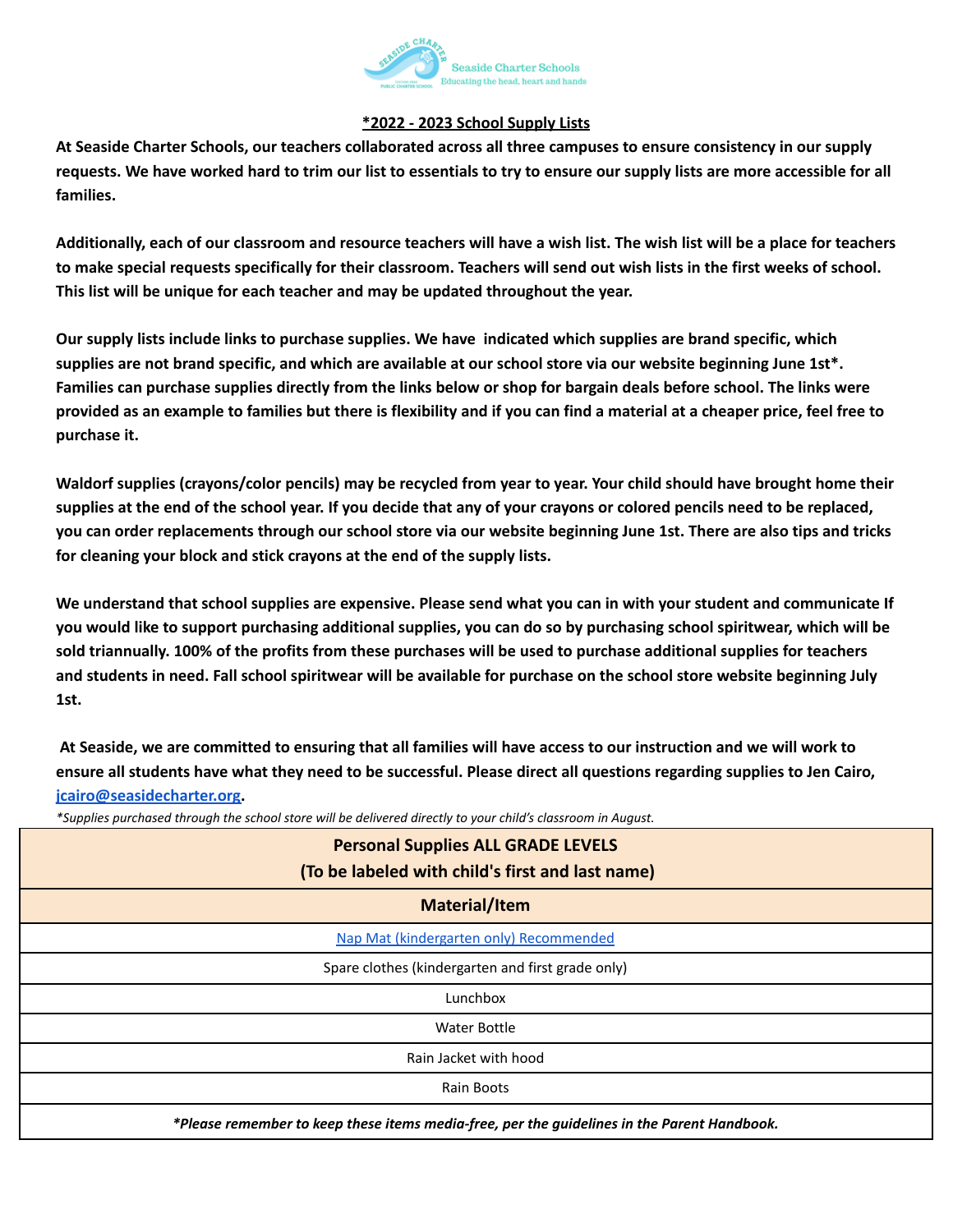Seaside Charter Schools
Educating the head, heart and hands

# *2022 - 2023 School Supply Lists

**At Seaside Charter Schools, our teachers collaborated across all three campuses to ensure consistency in our supply requests. We have worked hard to trim our list to essentials to try to ensure our supply lists are more accessible for all families.**

**Additionally, each of our classroom and resource teachers will have a wish list. The wish list will be a place for teachers to make special requests specifically for their classroom. Teachers will send out wish lists in the first weeks of school. This list will be unique for each teacher and may be updated throughout the year.**

**Our supply lists include links to purchase supplies. We have indicated which supplies are brand specific, which supplies are not brand specific, and which are available at our school store via our website beginning June 1st*. Families can purchase supplies directly from the links below or shop for bargain deals before school. The links were provided as an example to families but there is flexibility and if you can find a material at a cheaper price, feel free to purchase it.**

**Waldorf supplies (crayons/color pencils) may be recycled from year to year. Your child should have brought home their supplies at the end of the school year. If you decide that any of your crayons or colored pencils need to be replaced, you can order replacements through our school store via our website beginning June 1st. There are also tips and tricks for cleaning your block and stick crayons at the end of the supply lists.**

**We understand that school supplies are expensive. Please send what you can in with your student and communicate If you would like to support purchasing additional supplies, you can do so by purchasing school spiritwear, which will be sold triannually. 100% of the profits from these purchases will be used to purchase additional supplies for teachers and students in need. Fall school spiritwear will be available for purchase on the school store website beginning July 1st.**

**At Seaside, we are committed to ensuring that all families will have access to our instruction and we will work to ensure all students have what they need to be successful. Please direct all questions regarding supplies to Jen Cairo, jcairo@seasidecharter.org.**

*\*Supplies purchased through the school store will be delivered directly to your child's classroom in August.*

| Personal Supplies ALL GRADE LEVELS (To be labeled with child's first and last name) |
|---|
| **Material/Item** |
| Nap Mat (kindergarten only) Recommended |
| Spare clothes (kindergarten and first grade only) |
| Lunchbox |
| Water Bottle |
| Rain Jacket with hood |
| Rain Boots |
| ***Please remember to keep these items media-free, per the guidelines in the Parent Handbook.*** |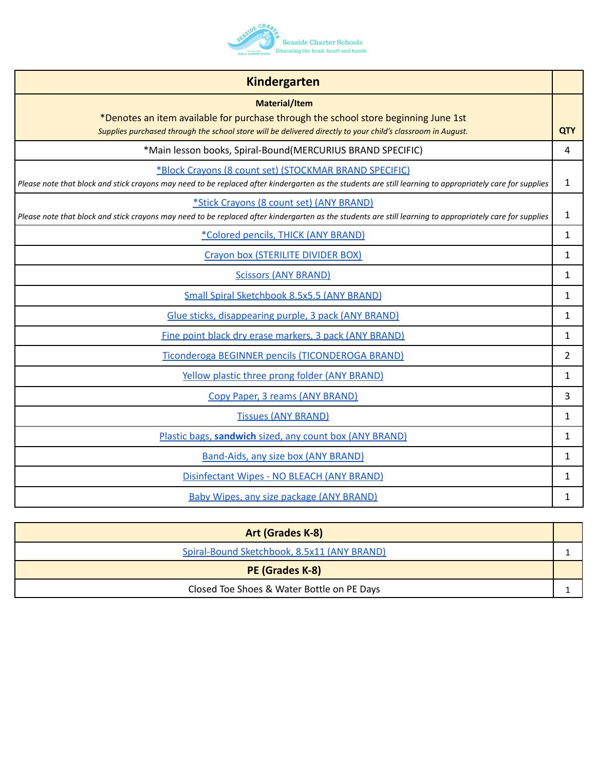Seaside Charter Schools
Educating the head, heart and hands

| Kindergarten | |
|---|---|
| **Material/Item**<br>*Denotes an item available for purchase through the school store beginning June 1st<br>*Supplies purchased through the school store will be delivered directly to your child's classroom in August.* | **QTY** |
| *Main lesson books, Spiral-Bound(MERCURIUS BRAND SPECIFIC) | 4 |
| *Block Crayons (8 count set) (STOCKMAR BRAND SPECIFIC)<br>*Please note that block and stick crayons may need to be replaced after kindergarten as the students are still learning to appropriately care for supplies* | 1 |
| *Stick Crayons (8 count set) (ANY BRAND)<br>*Please note that block and stick crayons may need to be replaced after kindergarten as the students are still learning to appropriately care for supplies* | 1 |
| *Colored pencils, THICK (ANY BRAND) | 1 |
| Crayon box (STERILITE DIVIDER BOX) | 1 |
| Scissors (ANY BRAND) | 1 |
| Small Spiral Sketchbook 8.5x5.5 (ANY BRAND) | 1 |
| Glue sticks, disappearing purple, 3 pack (ANY BRAND) | 1 |
| Fine point black dry erase markers, 3 pack (ANY BRAND) | 1 |
| Ticonderoga BEGINNER pencils (TICONDEROGA BRAND) | 2 |
| Yellow plastic three prong folder (ANY BRAND) | 1 |
| Copy Paper, 3 reams (ANY BRAND) | 3 |
| Tissues (ANY BRAND) | 1 |
| Plastic bags, **sandwich** sized, any count box (ANY BRAND) | 1 |
| Band-Aids, any size box (ANY BRAND) | 1 |
| Disinfectant Wipes - NO BLEACH (ANY BRAND) | 1 |
| Baby Wipes, any size package (ANY BRAND) | 1 |

| Art (Grades K-8) | |
|---|---|
| Spiral-Bound Sketchbook, 8.5x11 (ANY BRAND) | 1 |
| **PE (Grades K-8)** | |
| Closed Toe Shoes & Water Bottle on PE Days | 1 |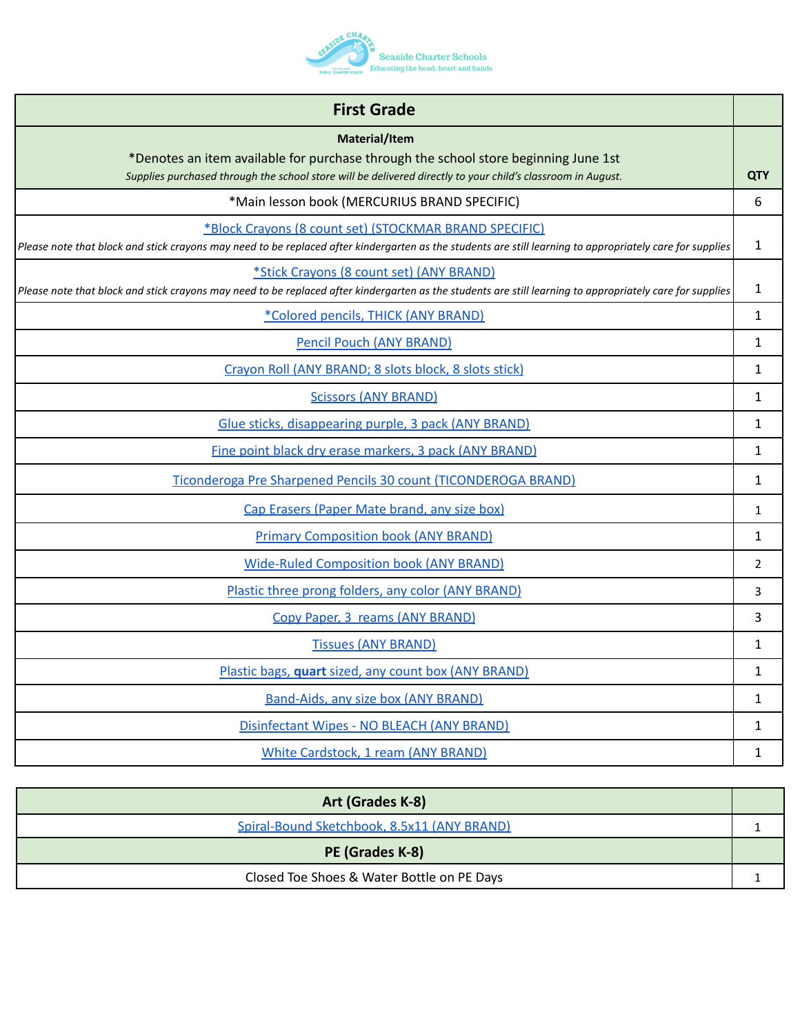Seaside Charter Schools
Educating the head, heart and hands

| First Grade | |
|---|---|
| **Material/Item**<br>*Denotes an item available for purchase through the school store beginning June 1st<br>*Supplies purchased through the school store will be delivered directly to your child's classroom in August.* | **QTY** |
| *Main lesson book (MERCURIUS BRAND SPECIFIC) | 6 |
| *Block Crayons (8 count set) (STOCKMAR BRAND SPECIFIC)<br>*Please note that block and stick crayons may need to be replaced after kindergarten as the students are still learning to appropriately care for supplies* | 1 |
| *Stick Crayons (8 count set) (ANY BRAND)<br>*Please note that block and stick crayons may need to be replaced after kindergarten as the students are still learning to appropriately care for supplies* | 1 |
| *Colored pencils, THICK (ANY BRAND) | 1 |
| Pencil Pouch (ANY BRAND) | 1 |
| Crayon Roll (ANY BRAND; 8 slots block, 8 slots stick) | 1 |
| Scissors (ANY BRAND) | 1 |
| Glue sticks, disappearing purple, 3 pack (ANY BRAND) | 1 |
| Fine point black dry erase markers, 3 pack (ANY BRAND) | 1 |
| Ticonderoga Pre Sharpened Pencils 30 count (TICONDEROGA BRAND) | 1 |
| Cap Erasers (Paper Mate brand, any size box) | 1 |
| Primary Composition book (ANY BRAND) | 1 |
| Wide-Ruled Composition book (ANY BRAND) | 2 |
| Plastic three prong folders, any color (ANY BRAND) | 3 |
| Copy Paper, 3 reams (ANY BRAND) | 3 |
| Tissues (ANY BRAND) | 1 |
| Plastic bags, **quart** sized, any count box (ANY BRAND) | 1 |
| Band-Aids, any size box (ANY BRAND) | 1 |
| Disinfectant Wipes - NO BLEACH (ANY BRAND) | 1 |
| White Cardstock, 1 ream (ANY BRAND) | 1 |

| Art (Grades K-8) | |
|---|---|
| Spiral-Bound Sketchbook, 8.5x11 (ANY BRAND) | 1 |
| **PE (Grades K-8)** | |
| Closed Toe Shoes & Water Bottle on PE Days | 1 |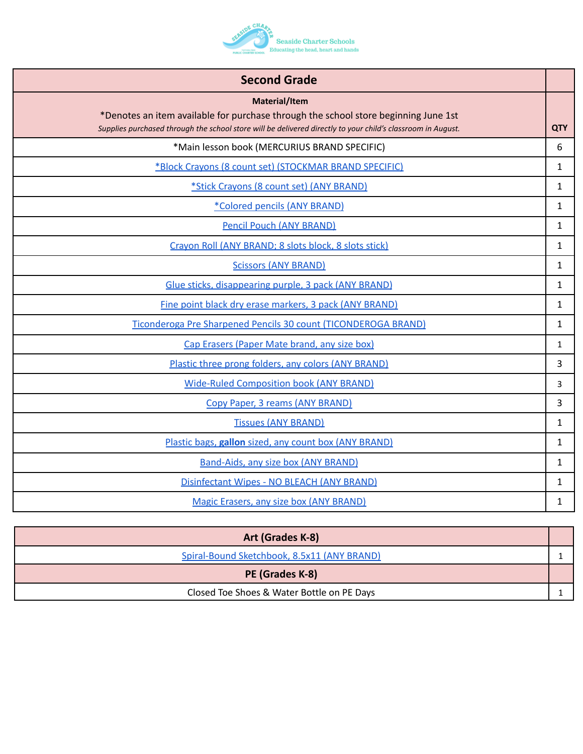Seaside Charter Schools
Educating the head, heart and hands

| Second Grade | |
|---|---|
| **Material/Item**<br>*Denotes an item available for purchase through the school store beginning June 1st<br>*Supplies purchased through the school store will be delivered directly to your child's classroom in August.* | **QTY** |
| *Main lesson book (MERCURIUS BRAND SPECIFIC) | 6 |
| *Block Crayons (8 count set) (STOCKMAR BRAND SPECIFIC) | 1 |
| *Stick Crayons (8 count set) (ANY BRAND) | 1 |
| *Colored pencils (ANY BRAND) | 1 |
| Pencil Pouch (ANY BRAND) | 1 |
| Crayon Roll (ANY BRAND; 8 slots block, 8 slots stick) | 1 |
| Scissors (ANY BRAND) | 1 |
| Glue sticks, disappearing purple, 3 pack (ANY BRAND) | 1 |
| Fine point black dry erase markers, 3 pack (ANY BRAND) | 1 |
| Ticonderoga Pre Sharpened Pencils 30 count (TICONDEROGA BRAND) | 1 |
| Cap Erasers (Paper Mate brand, any size box) | 1 |
| Plastic three prong folders, any colors (ANY BRAND) | 3 |
| Wide-Ruled Composition book (ANY BRAND) | 3 |
| Copy Paper, 3 reams (ANY BRAND) | 3 |
| Tissues (ANY BRAND) | 1 |
| Plastic bags, **gallon** sized, any count box (ANY BRAND) | 1 |
| Band-Aids, any size box (ANY BRAND) | 1 |
| Disinfectant Wipes - NO BLEACH (ANY BRAND) | 1 |
| Magic Erasers, any size box (ANY BRAND) | 1 |

| Art (Grades K-8) | |
|---|---|
| Spiral-Bound Sketchbook, 8.5x11 (ANY BRAND) | 1 |
| **PE (Grades K-8)** | |
| Closed Toe Shoes & Water Bottle on PE Days | 1 |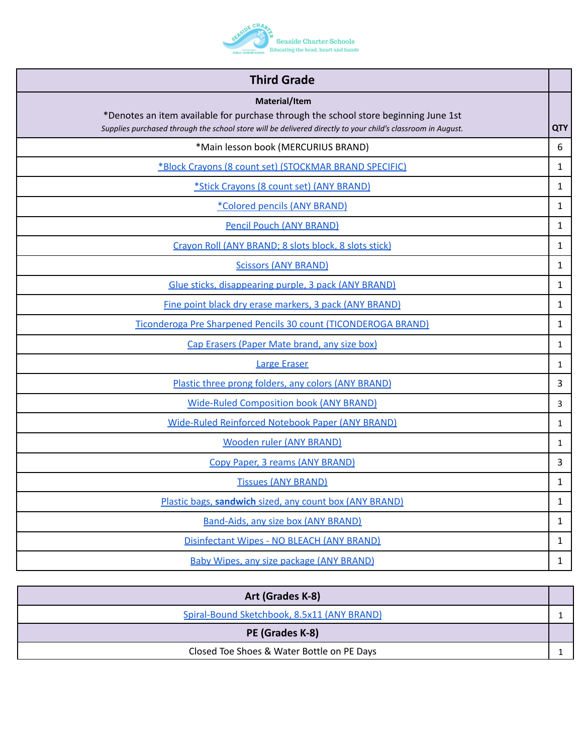Seaside Charter Schools
Educating the head, heart and hands

| Third Grade | |
|---|---|
| **Material/Item**<br>*Denotes an item available for purchase through the school store beginning June 1st<br>*Supplies purchased through the school store will be delivered directly to your child's classroom in August.* | **QTY** |
| *Main lesson book (MERCURIUS BRAND) | 6 |
| *Block Crayons (8 count set) (STOCKMAR BRAND SPECIFIC) | 1 |
| *Stick Crayons (8 count set) (ANY BRAND) | 1 |
| *Colored pencils (ANY BRAND) | 1 |
| Pencil Pouch (ANY BRAND) | 1 |
| Crayon Roll (ANY BRAND; 8 slots block, 8 slots stick) | 1 |
| Scissors (ANY BRAND) | 1 |
| Glue sticks, disappearing purple, 3 pack (ANY BRAND) | 1 |
| Fine point black dry erase markers, 3 pack (ANY BRAND) | 1 |
| Ticonderoga Pre Sharpened Pencils 30 count (TICONDEROGA BRAND) | 1 |
| Cap Erasers (Paper Mate brand, any size box) | 1 |
| Large Eraser | 1 |
| Plastic three prong folders, any colors (ANY BRAND) | 3 |
| Wide-Ruled Composition book (ANY BRAND) | 3 |
| Wide-Ruled Reinforced Notebook Paper (ANY BRAND) | 1 |
| Wooden ruler (ANY BRAND) | 1 |
| Copy Paper, 3 reams (ANY BRAND) | 3 |
| Tissues (ANY BRAND) | 1 |
| Plastic bags, **sandwich** sized, any count box (ANY BRAND) | 1 |
| Band-Aids, any size box (ANY BRAND) | 1 |
| Disinfectant Wipes - NO BLEACH (ANY BRAND) | 1 |
| Baby Wipes, any size package (ANY BRAND) | 1 |

| Art (Grades K-8) | |
|---|---|
| Spiral-Bound Sketchbook, 8.5x11 (ANY BRAND) | 1 |
| **PE (Grades K-8)** | |
| Closed Toe Shoes & Water Bottle on PE Days | 1 |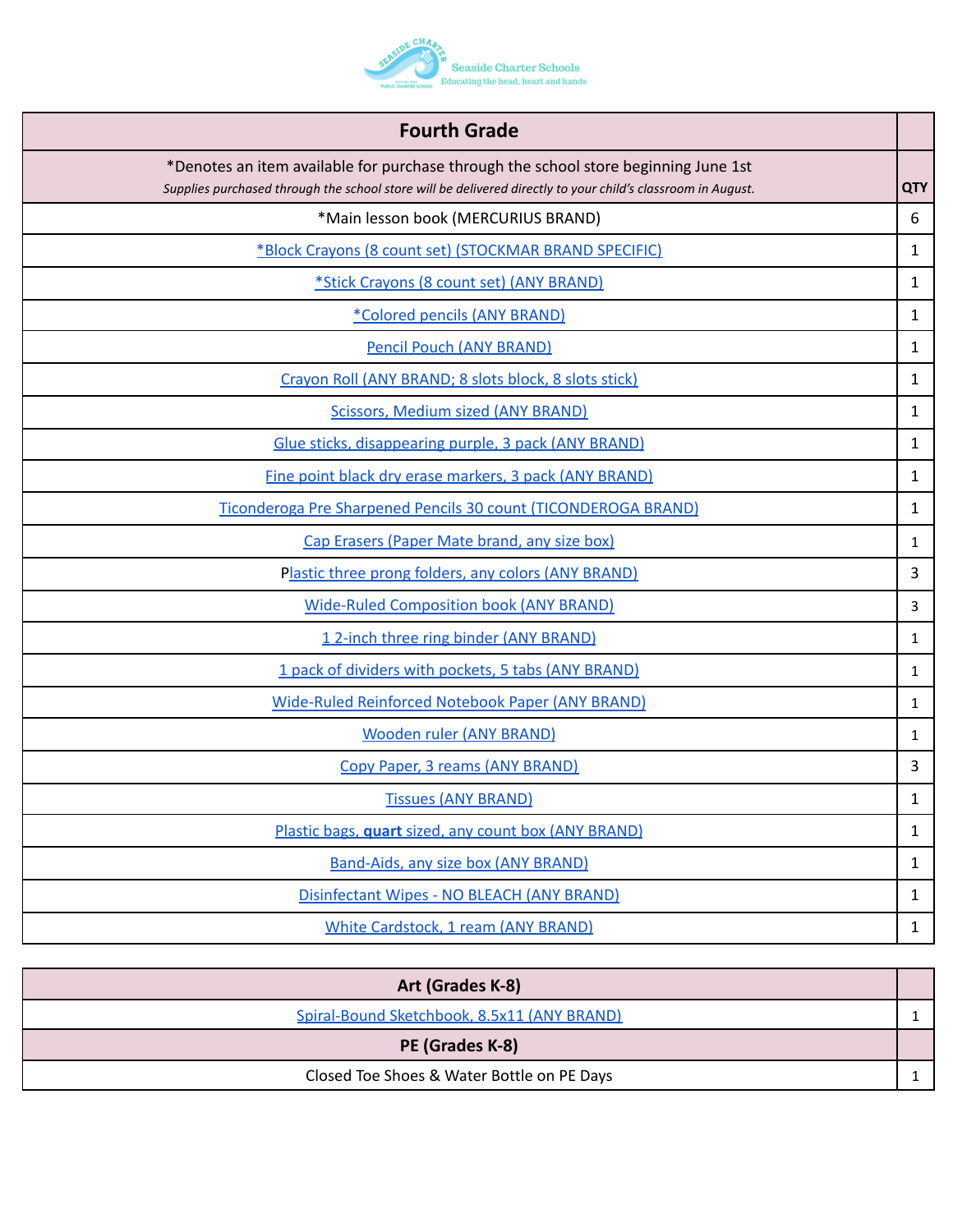Seaside Charter Schools
Educating the head, heart and hands

| Fourth Grade | |
|---|---|
| *Denotes an item available for purchase through the school store beginning June 1st *Supplies purchased through the school store will be delivered directly to your child's classroom in August.* | QTY |
| *Main lesson book (MERCURIUS BRAND) | 6 |
| *Block Crayons (8 count set) (STOCKMAR BRAND SPECIFIC) | 1 |
| *Stick Crayons (8 count set) (ANY BRAND) | 1 |
| *Colored pencils (ANY BRAND) | 1 |
| Pencil Pouch (ANY BRAND) | 1 |
| Crayon Roll (ANY BRAND; 8 slots block, 8 slots stick) | 1 |
| Scissors, Medium sized (ANY BRAND) | 1 |
| Glue sticks, disappearing purple, 3 pack (ANY BRAND) | 1 |
| Fine point black dry erase markers, 3 pack (ANY BRAND) | 1 |
| Ticonderoga Pre Sharpened Pencils 30 count (TICONDEROGA BRAND) | 1 |
| Cap Erasers (Paper Mate brand, any size box) | 1 |
| Plastic three prong folders, any colors (ANY BRAND) | 3 |
| Wide-Ruled Composition book (ANY BRAND) | 3 |
| 1 2-inch three ring binder (ANY BRAND) | 1 |
| 1 pack of dividers with pockets, 5 tabs (ANY BRAND) | 1 |
| Wide-Ruled Reinforced Notebook Paper (ANY BRAND) | 1 |
| Wooden ruler (ANY BRAND) | 1 |
| Copy Paper, 3 reams (ANY BRAND) | 3 |
| Tissues (ANY BRAND) | 1 |
| Plastic bags, **quart** sized, any count box (ANY BRAND) | 1 |
| Band-Aids, any size box (ANY BRAND) | 1 |
| Disinfectant Wipes - NO BLEACH (ANY BRAND) | 1 |
| White Cardstock, 1 ream (ANY BRAND) | 1 |

| Art (Grades K-8) | |
|---|---|
| Spiral-Bound Sketchbook, 8.5x11 (ANY BRAND) | 1 |
| **PE (Grades K-8)** | |
| Closed Toe Shoes & Water Bottle on PE Days | 1 |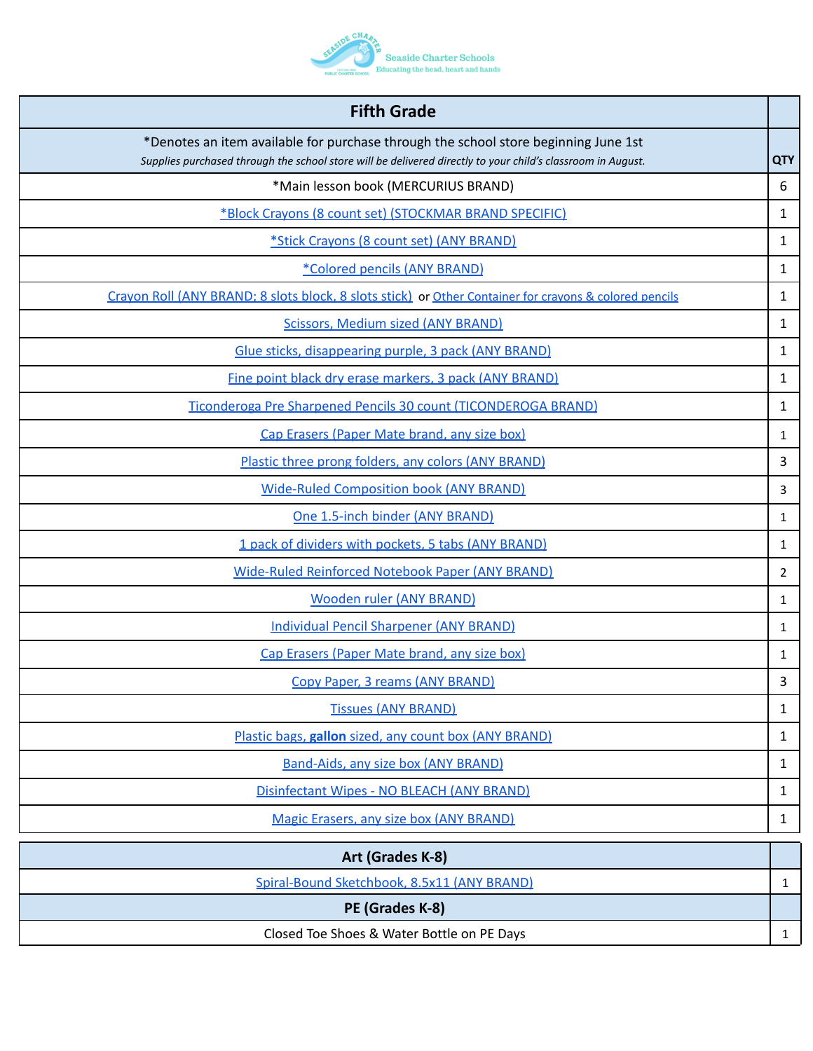Seaside Charter Schools
Educating the head, heart and hands

| Fifth Grade | |
|---|---|
| *Denotes an item available for purchase through the school store beginning June 1st<br>*Supplies purchased through the school store will be delivered directly to your child's classroom in August.* | QTY |
| *Main lesson book (MERCURIUS BRAND) | 6 |
| *Block Crayons (8 count set) (STOCKMAR BRAND SPECIFIC) | 1 |
| *Stick Crayons (8 count set) (ANY BRAND) | 1 |
| *Colored pencils (ANY BRAND) | 1 |
| Crayon Roll (ANY BRAND; 8 slots block, 8 slots stick) or Other Container for crayons & colored pencils | 1 |
| Scissors, Medium sized (ANY BRAND) | 1 |
| Glue sticks, disappearing purple, 3 pack (ANY BRAND) | 1 |
| Fine point black dry erase markers, 3 pack (ANY BRAND) | 1 |
| Ticonderoga Pre Sharpened Pencils 30 count (TICONDEROGA BRAND) | 1 |
| Cap Erasers (Paper Mate brand, any size box) | 1 |
| Plastic three prong folders, any colors (ANY BRAND) | 3 |
| Wide-Ruled Composition book (ANY BRAND) | 3 |
| One 1.5-inch binder (ANY BRAND) | 1 |
| 1 pack of dividers with pockets, 5 tabs (ANY BRAND) | 1 |
| Wide-Ruled Reinforced Notebook Paper (ANY BRAND) | 2 |
| Wooden ruler (ANY BRAND) | 1 |
| Individual Pencil Sharpener (ANY BRAND) | 1 |
| Cap Erasers (Paper Mate brand, any size box) | 1 |
| Copy Paper, 3 reams (ANY BRAND) | 3 |
| Tissues (ANY BRAND) | 1 |
| Plastic bags, **gallon** sized, any count box (ANY BRAND) | 1 |
| Band-Aids, any size box (ANY BRAND) | 1 |
| Disinfectant Wipes - NO BLEACH (ANY BRAND) | 1 |
| Magic Erasers, any size box (ANY BRAND) | 1 |

| Art (Grades K-8) | |
|---|---|
| Spiral-Bound Sketchbook, 8.5x11 (ANY BRAND) | 1 |
| **PE (Grades K-8)** | |
| Closed Toe Shoes & Water Bottle on PE Days | 1 |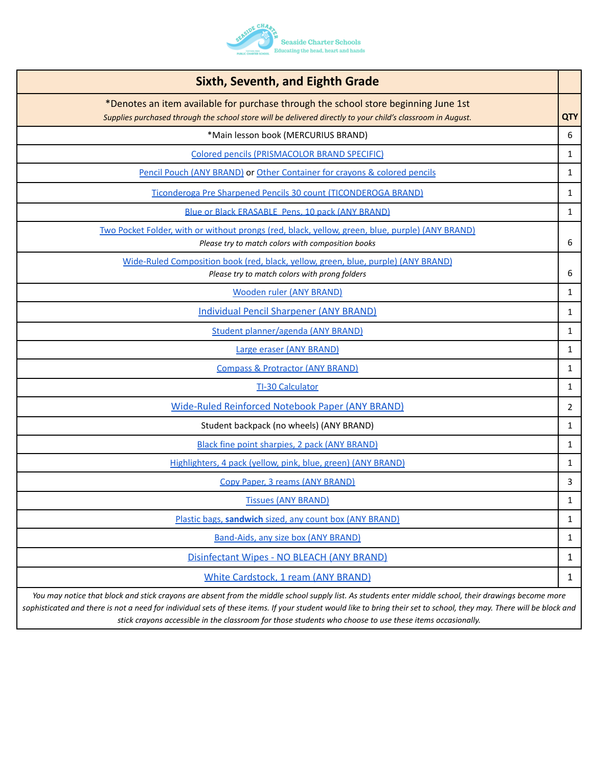Seaside Charter Schools
Educating the head, heart and hands

| Sixth, Seventh, and Eighth Grade | |
|---|---|
| *Denotes an item available for purchase through the school store beginning June 1st<br>*Supplies purchased through the school store will be delivered directly to your child's classroom in August.* | QTY |
| *Main lesson book (MERCURIUS BRAND) | 6 |
| Colored pencils (PRISMACOLOR BRAND SPECIFIC) | 1 |
| Pencil Pouch (ANY BRAND) or Other Container for crayons & colored pencils | 1 |
| Ticonderoga Pre Sharpened Pencils 30 count (TICONDEROGA BRAND) | 1 |
| Blue or Black ERASABLE Pens, 10 pack (ANY BRAND) | 1 |
| Two Pocket Folder, with or without prongs (red, black, yellow, green, blue, purple) (ANY BRAND)<br>*Please try to match colors with composition books* | 6 |
| Wide-Ruled Composition book (red, black, yellow, green, blue, purple) (ANY BRAND)<br>*Please try to match colors with prong folders* | 6 |
| Wooden ruler (ANY BRAND) | 1 |
| Individual Pencil Sharpener (ANY BRAND) | 1 |
| Student planner/agenda (ANY BRAND) | 1 |
| Large eraser (ANY BRAND) | 1 |
| Compass & Protractor (ANY BRAND) | 1 |
| TI-30 Calculator | 1 |
| Wide-Ruled Reinforced Notebook Paper (ANY BRAND) | 2 |
| Student backpack (no wheels) (ANY BRAND) | 1 |
| Black fine point sharpies, 2 pack (ANY BRAND) | 1 |
| Highlighters, 4 pack (yellow, pink, blue, green) (ANY BRAND) | 1 |
| Copy Paper, 3 reams (ANY BRAND) | 3 |
| Tissues (ANY BRAND) | 1 |
| Plastic bags, **sandwich** sized, any count box (ANY BRAND) | 1 |
| Band-Aids, any size box (ANY BRAND) | 1 |
| Disinfectant Wipes - NO BLEACH (ANY BRAND) | 1 |
| White Cardstock, 1 ream (ANY BRAND) | 1 |

*You may notice that block and stick crayons are absent from the middle school supply list. As students enter middle school, their drawings become more sophisticated and there is not a need for individual sets of these items. If your student would like to bring their set to school, they may. There will be block and stick crayons accessible in the classroom for those students who choose to use these items occasionally.*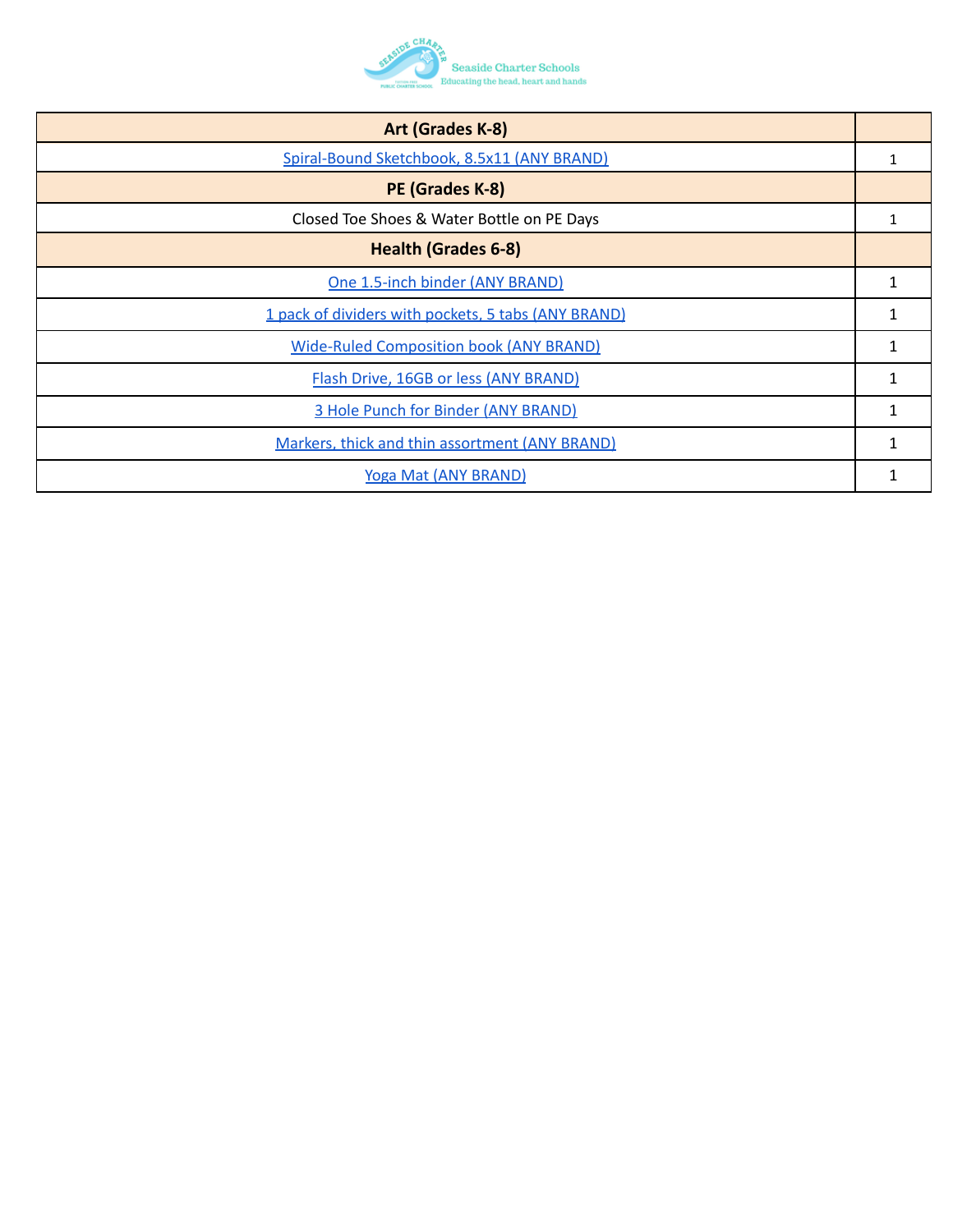| Art (Grades K-8) | |
|---|---|
| Spiral-Bound Sketchbook, 8.5x11 (ANY BRAND) | 1 |
| **PE (Grades K-8)** | |
| Closed Toe Shoes & Water Bottle on PE Days | 1 |
| **Health (Grades 6-8)** | |
| One 1.5-inch binder (ANY BRAND) | 1 |
| 1 pack of dividers with pockets, 5 tabs (ANY BRAND) | 1 |
| Wide-Ruled Composition book (ANY BRAND) | 1 |
| Flash Drive, 16GB or less (ANY BRAND) | 1 |
| 3 Hole Punch for Binder (ANY BRAND) | 1 |
| Markers, thick and thin assortment (ANY BRAND) | 1 |
| Yoga Mat (ANY BRAND) | 1 |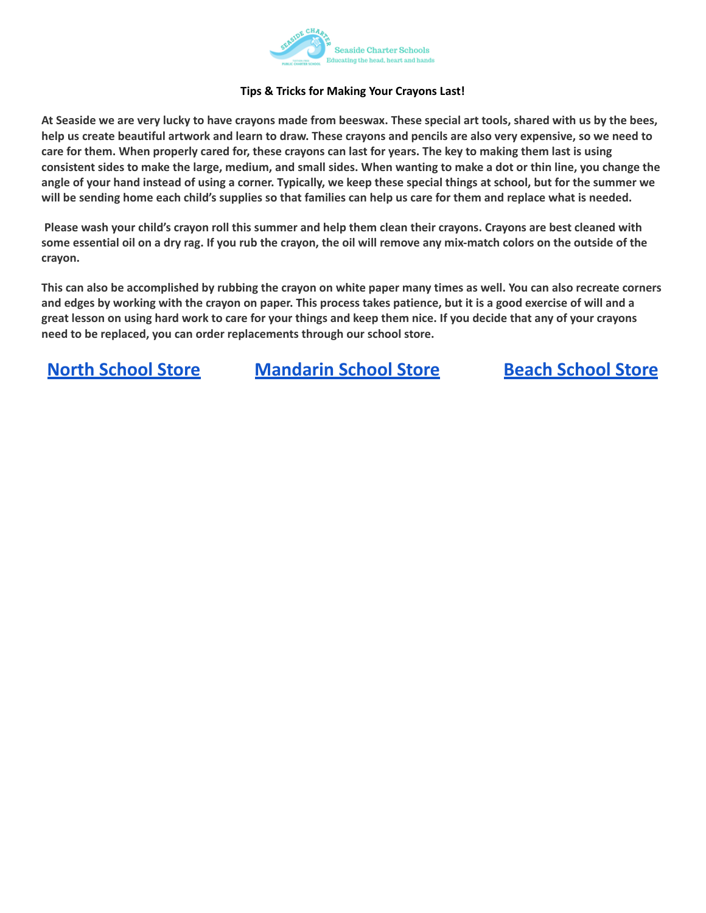**Tips & Tricks for Making Your Crayons Last!**

**At Seaside we are very lucky to have crayons made from beeswax. These special art tools, shared with us by the bees, help us create beautiful artwork and learn to draw. These crayons and pencils are also very expensive, so we need to care for them. When properly cared for, these crayons can last for years. The key to making them last is using consistent sides to make the large, medium, and small sides. When wanting to make a dot or thin line, you change the angle of your hand instead of using a corner. Typically, we keep these special things at school, but for the summer we will be sending home each child's supplies so that families can help us care for them and replace what is needed.**

**Please wash your child's crayon roll this summer and help them clean their crayons. Crayons are best cleaned with some essential oil on a dry rag. If you rub the crayon, the oil will remove any mix-match colors on the outside of the crayon.**

**This can also be accomplished by rubbing the crayon on white paper many times as well. You can also recreate corners and edges by working with the crayon on paper. This process takes patience, but it is a good exercise of will and a great lesson on using hard work to care for your things and keep them nice. If you decide that any of your crayons need to be replaced, you can order replacements through our school store.**

**North School Store** **Mandarin School Store** **Beach School Store**